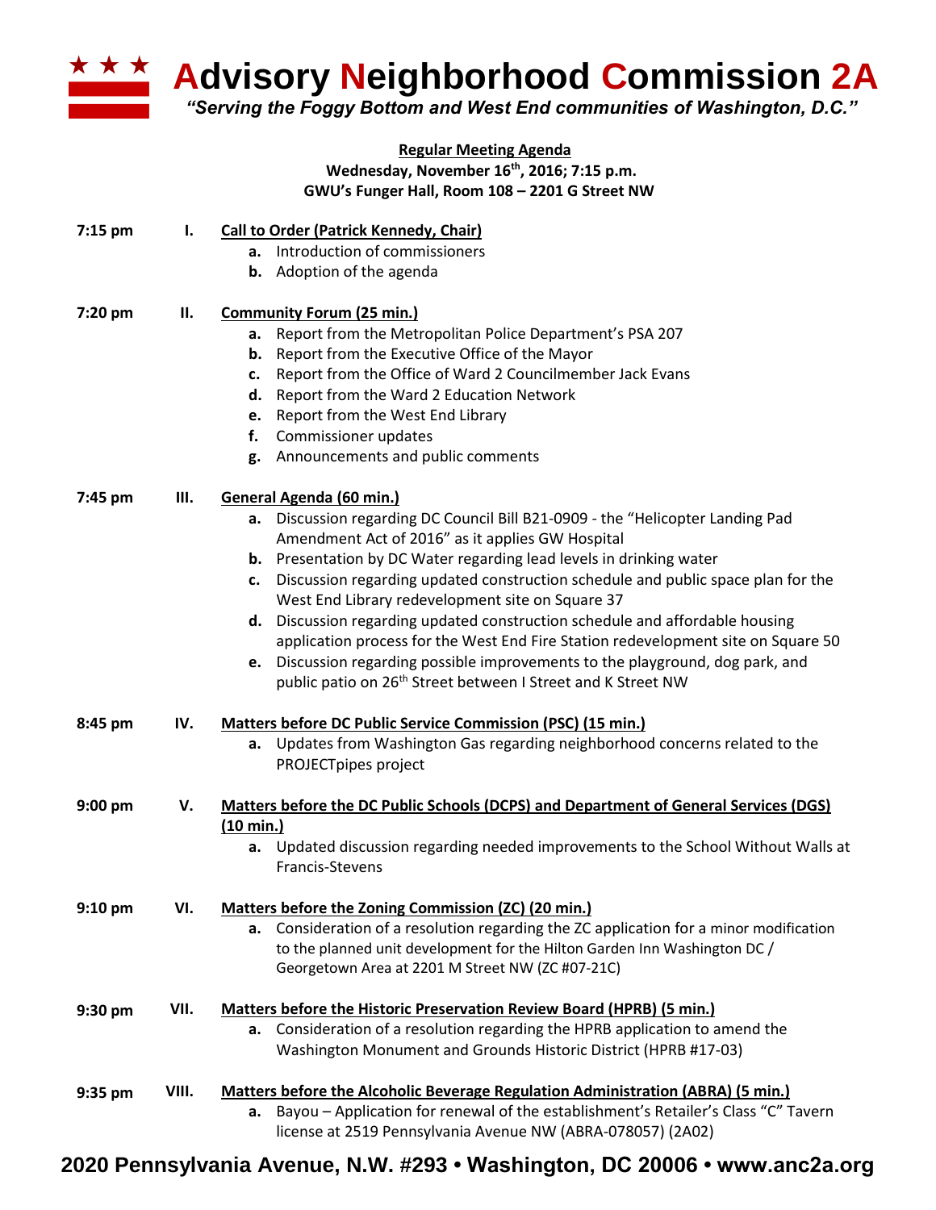# Advisory Neighborhood Commission 2A

*"Serving the Foggy Bottom and West End communities of Washington, D.C."*

**Regular Meeting Agenda**
**Wednesday, November 16th, 2016; 7:15 p.m.**
**GWU's Funger Hall, Room 108 – 2201 G Street NW**

**7:15 pm — I. Call to Order (Patrick Kennedy, Chair)**

- **a.** Introduction of commissioners
- **b.** Adoption of the agenda

**7:20 pm — II. Community Forum (25 min.)**

- **a.** Report from the Metropolitan Police Department's PSA 207
- **b.** Report from the Executive Office of the Mayor
- **c.** Report from the Office of Ward 2 Councilmember Jack Evans
- **d.** Report from the Ward 2 Education Network
- **e.** Report from the West End Library
- **f.** Commissioner updates
- **g.** Announcements and public comments

**7:45 pm — III. General Agenda (60 min.)**

- **a.** Discussion regarding DC Council Bill B21-0909 - the "Helicopter Landing Pad Amendment Act of 2016" as it applies GW Hospital
- **b.** Presentation by DC Water regarding lead levels in drinking water
- **c.** Discussion regarding updated construction schedule and public space plan for the West End Library redevelopment site on Square 37
- **d.** Discussion regarding updated construction schedule and affordable housing application process for the West End Fire Station redevelopment site on Square 50
- **e.** Discussion regarding possible improvements to the playground, dog park, and public patio on 26th Street between I Street and K Street NW

**8:45 pm — IV. Matters before DC Public Service Commission (PSC) (15 min.)**

- **a.** Updates from Washington Gas regarding neighborhood concerns related to the PROJECTpipes project

**9:00 pm — V. Matters before the DC Public Schools (DCPS) and Department of General Services (DGS) (10 min.)**

- **a.** Updated discussion regarding needed improvements to the School Without Walls at Francis-Stevens

**9:10 pm — VI. Matters before the Zoning Commission (ZC) (20 min.)**

- **a.** Consideration of a resolution regarding the ZC application for a minor modification to the planned unit development for the Hilton Garden Inn Washington DC / Georgetown Area at 2201 M Street NW (ZC #07-21C)

**9:30 pm — VII. Matters before the Historic Preservation Review Board (HPRB) (5 min.)**

- **a.** Consideration of a resolution regarding the HPRB application to amend the Washington Monument and Grounds Historic District (HPRB #17-03)

**9:35 pm — VIII. Matters before the Alcoholic Beverage Regulation Administration (ABRA) (5 min.)**

- **a.** Bayou – Application for renewal of the establishment's Retailer's Class "C" Tavern license at 2519 Pennsylvania Avenue NW (ABRA-078057) (2A02)

**2020 Pennsylvania Avenue, N.W. #293 • Washington, DC 20006 • www.anc2a.org**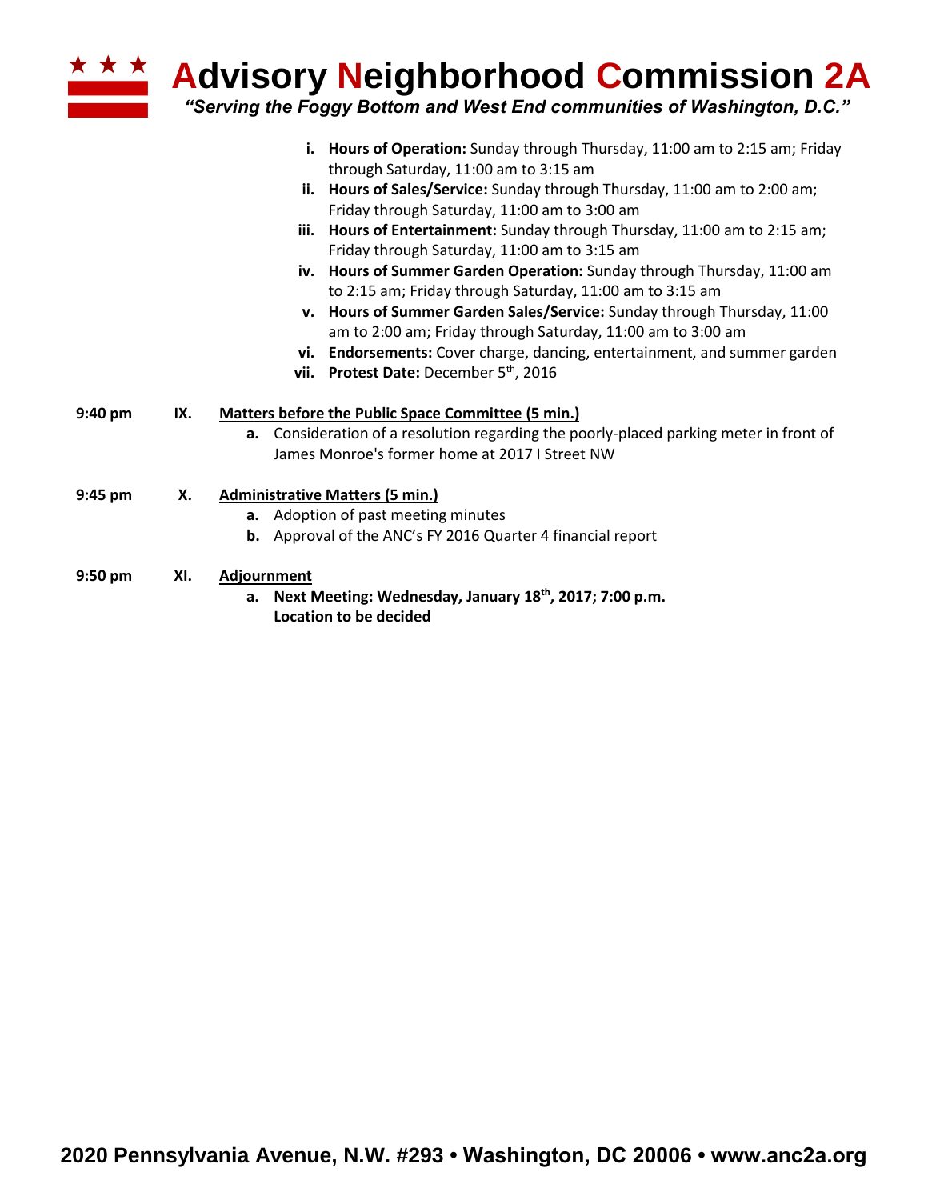# Advisory Neighborhood Commission 2A

*"Serving the Foggy Bottom and West End communities of Washington, D.C."*

i. **Hours of Operation:** Sunday through Thursday, 11:00 am to 2:15 am; Friday through Saturday, 11:00 am to 3:15 am
ii. **Hours of Sales/Service:** Sunday through Thursday, 11:00 am to 2:00 am; Friday through Saturday, 11:00 am to 3:00 am
iii. **Hours of Entertainment:** Sunday through Thursday, 11:00 am to 2:15 am; Friday through Saturday, 11:00 am to 3:15 am
iv. **Hours of Summer Garden Operation:** Sunday through Thursday, 11:00 am to 2:15 am; Friday through Saturday, 11:00 am to 3:15 am
v. **Hours of Summer Garden Sales/Service:** Sunday through Thursday, 11:00 am to 2:00 am; Friday through Saturday, 11:00 am to 3:00 am
vi. **Endorsements:** Cover charge, dancing, entertainment, and summer garden
vii. **Protest Date:** December 5th, 2016

**9:40 pm** **IX.** **Matters before the Public Space Committee (5 min.)**

- **a.** Consideration of a resolution regarding the poorly-placed parking meter in front of James Monroe's former home at 2017 I Street NW

**9:45 pm** **X.** **Administrative Matters (5 min.)**

- **a.** Adoption of past meeting minutes
- **b.** Approval of the ANC's FY 2016 Quarter 4 financial report

**9:50 pm** **XI.** **Adjournment**

- **a.** **Next Meeting: Wednesday, January 18th, 2017; 7:00 p.m.**
  **Location to be decided**

**2020 Pennsylvania Avenue, N.W. #293 • Washington, DC 20006 • www.anc2a.org**